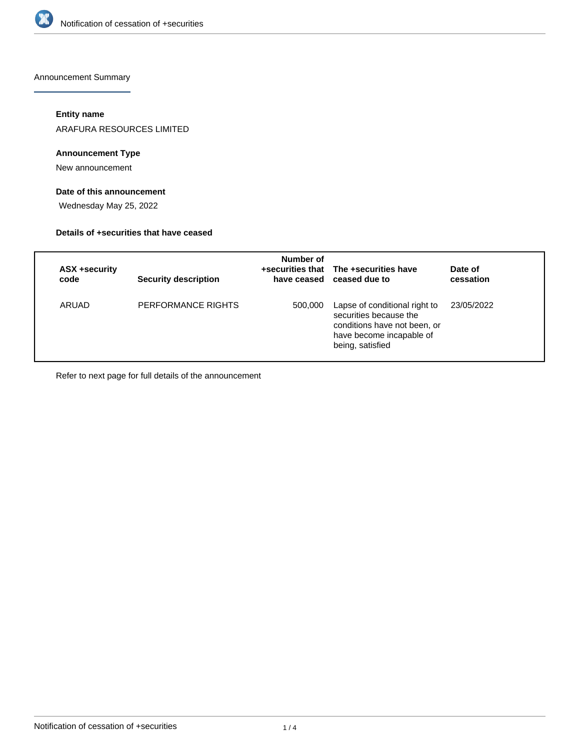## Announcement Summary

### Entity name

ARAFURA RESOURCES LIMITED

### Announcement Type

New announcement

### Date of this announcement

Wednesday May 25, 2022

### Details of +securities that have ceased

| ASX +security code | Security description | Number of +securities that have ceased | The +securities have ceased due to | Date of cessation |
|---|---|---|---|---|
| ARUAD | PERFORMANCE RIGHTS | 500,000 | Lapse of conditional right to securities because the conditions have not been, or have become incapable of being, satisfied | 23/05/2022 |

Refer to next page for full details of the announcement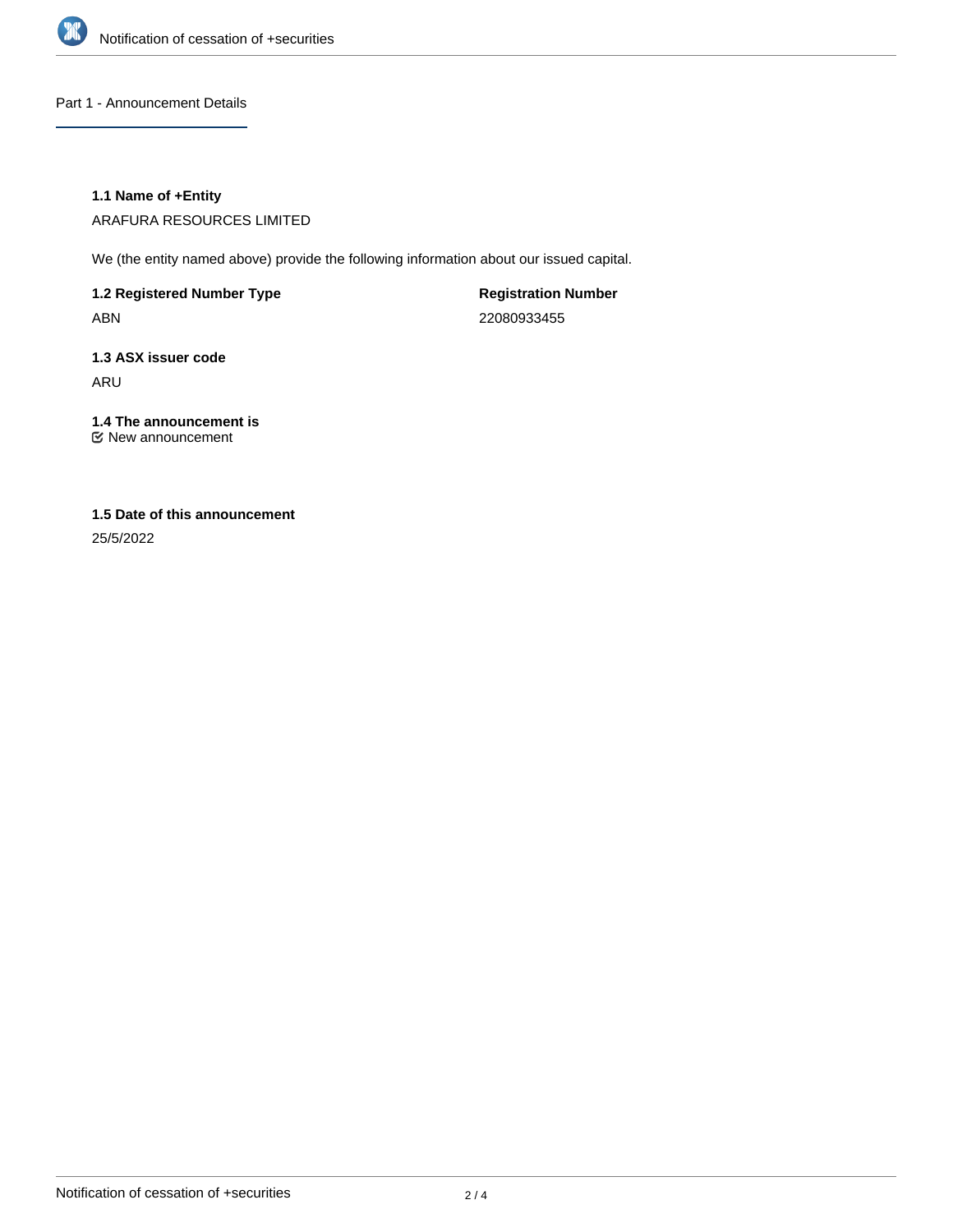## Part 1 - Announcement Details

### 1.1 Name of +Entity

ARAFURA RESOURCES LIMITED

We (the entity named above) provide the following information about our issued capital.

**1.2 Registered Number Type**

ABN

**Registration Number**

22080933455

### 1.3 ASX issuer code

ARU

### 1.4 The announcement is

☑ New announcement

### 1.5 Date of this announcement

25/5/2022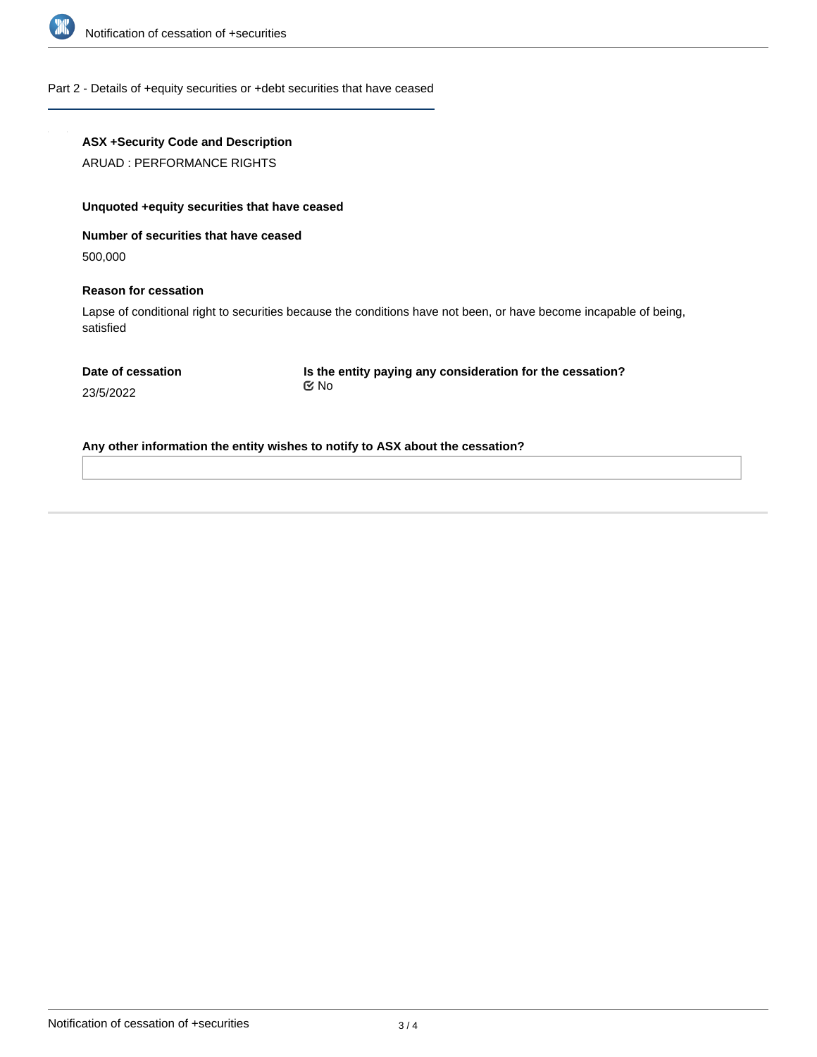## Part 2 - Details of +equity securities or +debt securities that have ceased

**ASX +Security Code and Description**

ARUAD : PERFORMANCE RIGHTS

**Unquoted +equity securities that have ceased**

**Number of securities that have ceased**

500,000

**Reason for cessation**

Lapse of conditional right to securities because the conditions have not been, or have become incapable of being, satisfied

**Date of cessation**

23/5/2022

**Is the entity paying any consideration for the cessation?**

☑ No

**Any other information the entity wishes to notify to ASX about the cessation?**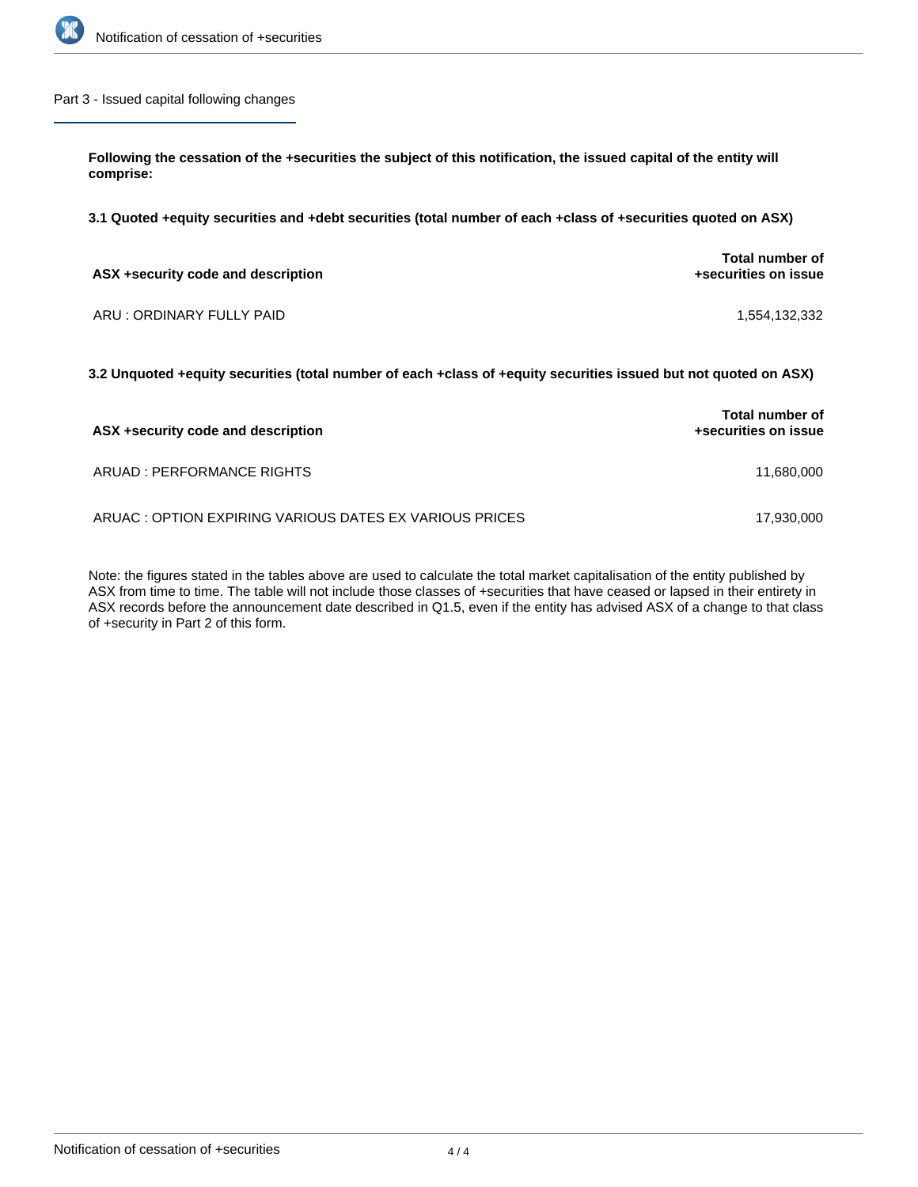## Part 3 - Issued capital following changes

**Following the cessation of the +securities the subject of this notification, the issued capital of the entity will comprise:**

**3.1 Quoted +equity securities and +debt securities (total number of each +class of +securities quoted on ASX)**

| ASX +security code and description | Total number of +securities on issue |
| --- | --- |
| ARU : ORDINARY FULLY PAID | 1,554,132,332 |

**3.2 Unquoted +equity securities (total number of each +class of +equity securities issued but not quoted on ASX)**

| ASX +security code and description | Total number of +securities on issue |
| --- | --- |
| ARUAD : PERFORMANCE RIGHTS | 11,680,000 |
| ARUAC : OPTION EXPIRING VARIOUS DATES EX VARIOUS PRICES | 17,930,000 |

Note: the figures stated in the tables above are used to calculate the total market capitalisation of the entity published by ASX from time to time. The table will not include those classes of +securities that have ceased or lapsed in their entirety in ASX records before the announcement date described in Q1.5, even if the entity has advised ASX of a change to that class of +security in Part 2 of this form.